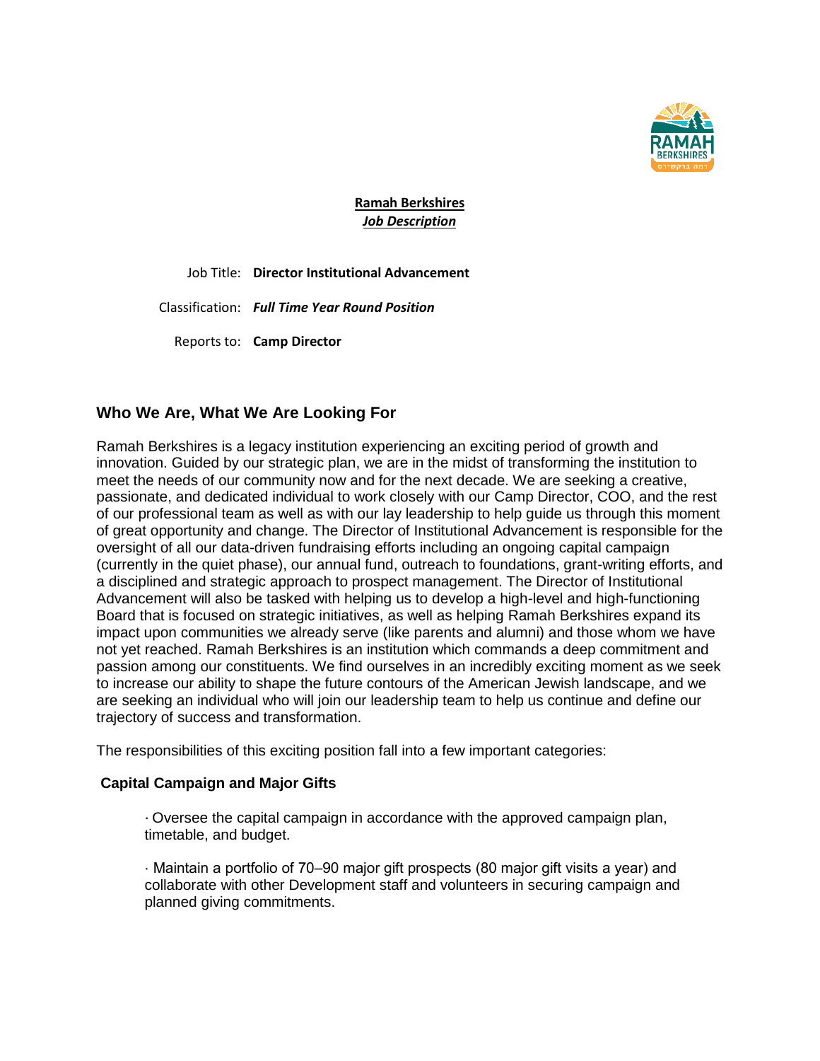**Ramah Berkshires**
***Job Description***

Job Title: **Director Institutional Advancement**

Classification: ***Full Time Year Round Position***

Reports to: **Camp Director**

## Who We Are, What We Are Looking For

Ramah Berkshires is a legacy institution experiencing an exciting period of growth and innovation. Guided by our strategic plan, we are in the midst of transforming the institution to meet the needs of our community now and for the next decade. We are seeking a creative, passionate, and dedicated individual to work closely with our Camp Director, COO, and the rest of our professional team as well as with our lay leadership to help guide us through this moment of great opportunity and change. The Director of Institutional Advancement is responsible for the oversight of all our data-driven fundraising efforts including an ongoing capital campaign (currently in the quiet phase), our annual fund, outreach to foundations, grant-writing efforts, and a disciplined and strategic approach to prospect management. The Director of Institutional Advancement will also be tasked with helping us to develop a high-level and high-functioning Board that is focused on strategic initiatives, as well as helping Ramah Berkshires expand its impact upon communities we already serve (like parents and alumni) and those whom we have not yet reached. Ramah Berkshires is an institution which commands a deep commitment and passion among our constituents. We find ourselves in an incredibly exciting moment as we seek to increase our ability to shape the future contours of the American Jewish landscape, and we are seeking an individual who will join our leadership team to help us continue and define our trajectory of success and transformation.

The responsibilities of this exciting position fall into a few important categories:

### Capital Campaign and Major Gifts

- Oversee the capital campaign in accordance with the approved campaign plan, timetable, and budget.
- Maintain a portfolio of 70–90 major gift prospects (80 major gift visits a year) and collaborate with other Development staff and volunteers in securing campaign and planned giving commitments.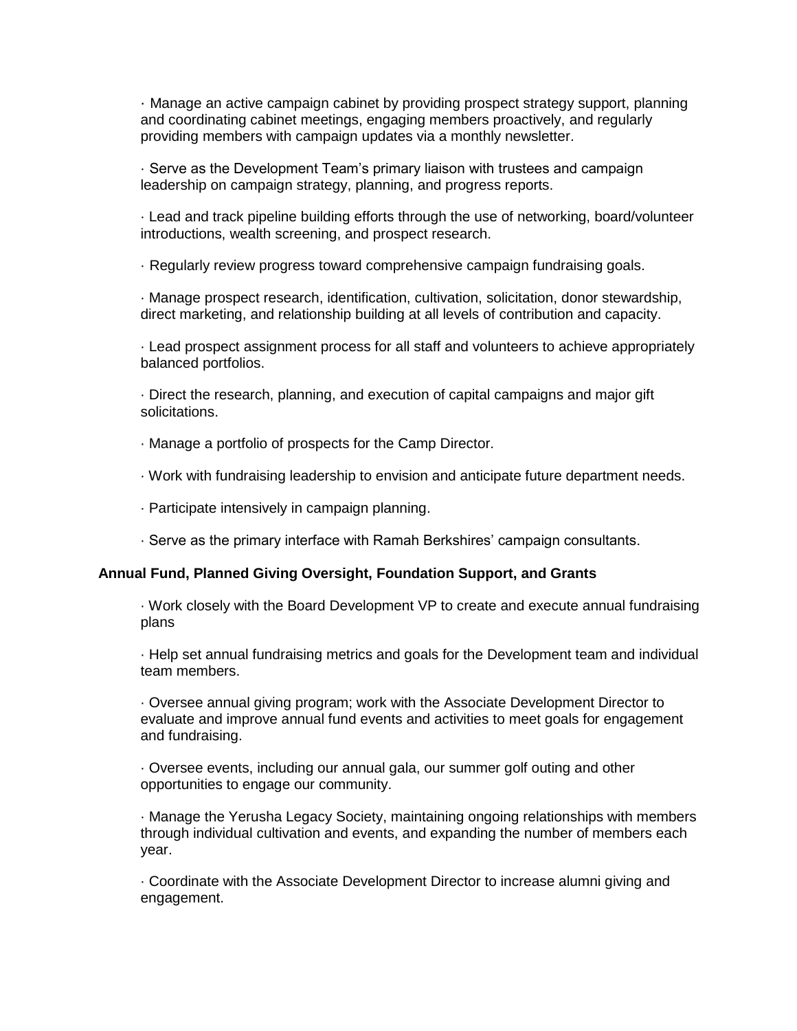· Manage an active campaign cabinet by providing prospect strategy support, planning and coordinating cabinet meetings, engaging members proactively, and regularly providing members with campaign updates via a monthly newsletter.

· Serve as the Development Team's primary liaison with trustees and campaign leadership on campaign strategy, planning, and progress reports.

· Lead and track pipeline building efforts through the use of networking, board/volunteer introductions, wealth screening, and prospect research.

· Regularly review progress toward comprehensive campaign fundraising goals.

· Manage prospect research, identification, cultivation, solicitation, donor stewardship, direct marketing, and relationship building at all levels of contribution and capacity.

· Lead prospect assignment process for all staff and volunteers to achieve appropriately balanced portfolios.

· Direct the research, planning, and execution of capital campaigns and major gift solicitations.

· Manage a portfolio of prospects for the Camp Director.

· Work with fundraising leadership to envision and anticipate future department needs.

· Participate intensively in campaign planning.

· Serve as the primary interface with Ramah Berkshires' campaign consultants.

**Annual Fund, Planned Giving Oversight, Foundation Support, and Grants**

· Work closely with the Board Development VP to create and execute annual fundraising plans

· Help set annual fundraising metrics and goals for the Development team and individual team members.

· Oversee annual giving program; work with the Associate Development Director to evaluate and improve annual fund events and activities to meet goals for engagement and fundraising.

· Oversee events, including our annual gala, our summer golf outing and other opportunities to engage our community.

· Manage the Yerusha Legacy Society, maintaining ongoing relationships with members through individual cultivation and events, and expanding the number of members each year.

· Coordinate with the Associate Development Director to increase alumni giving and engagement.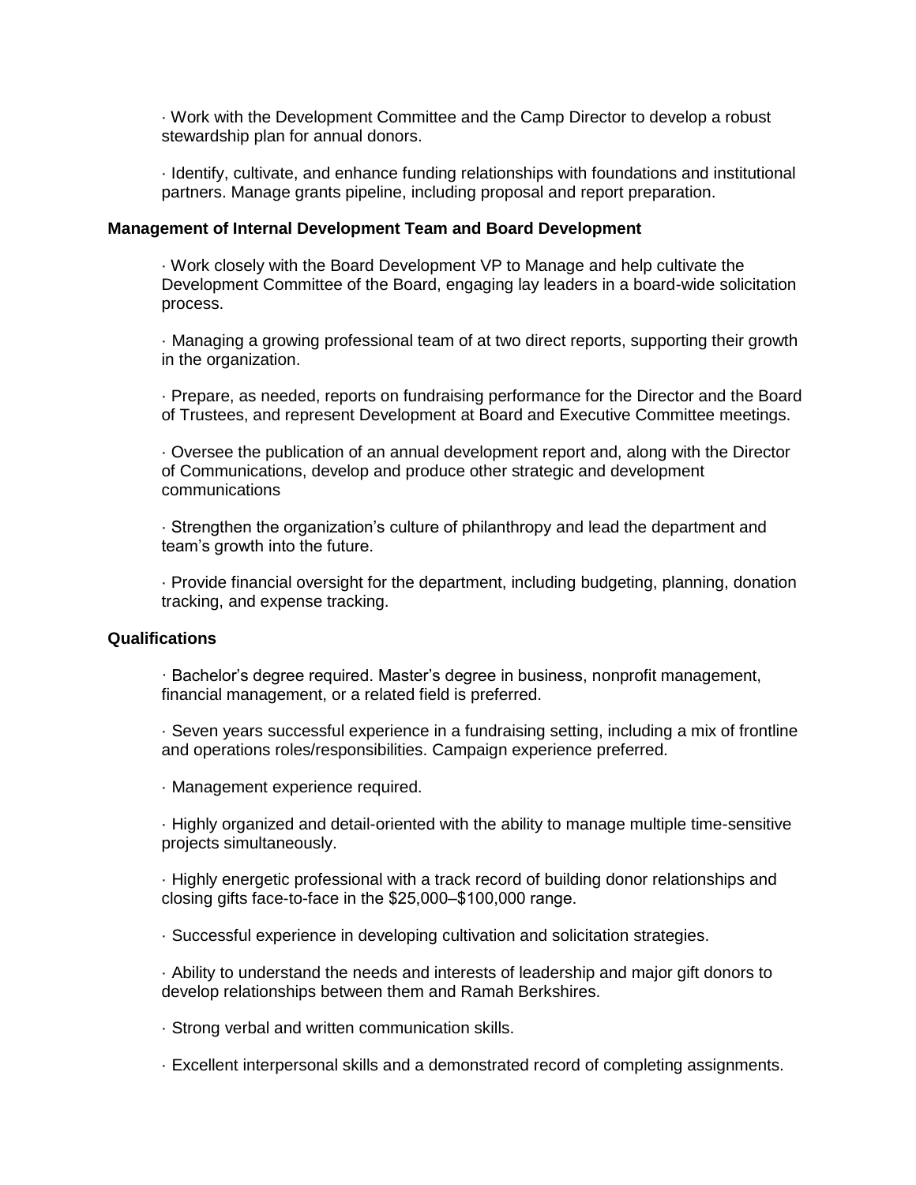· Work with the Development Committee and the Camp Director to develop a robust stewardship plan for annual donors.

· Identify, cultivate, and enhance funding relationships with foundations and institutional partners. Manage grants pipeline, including proposal and report preparation.

**Management of Internal Development Team and Board Development**

· Work closely with the Board Development VP to Manage and help cultivate the Development Committee of the Board, engaging lay leaders in a board-wide solicitation process.

· Managing a growing professional team of at two direct reports, supporting their growth in the organization.

· Prepare, as needed, reports on fundraising performance for the Director and the Board of Trustees, and represent Development at Board and Executive Committee meetings.

· Oversee the publication of an annual development report and, along with the Director of Communications, develop and produce other strategic and development communications

· Strengthen the organization's culture of philanthropy and lead the department and team's growth into the future.

· Provide financial oversight for the department, including budgeting, planning, donation tracking, and expense tracking.

**Qualifications**

· Bachelor's degree required. Master's degree in business, nonprofit management, financial management, or a related field is preferred.

· Seven years successful experience in a fundraising setting, including a mix of frontline and operations roles/responsibilities. Campaign experience preferred.

· Management experience required.

· Highly organized and detail-oriented with the ability to manage multiple time-sensitive projects simultaneously.

· Highly energetic professional with a track record of building donor relationships and closing gifts face-to-face in the $25,000–$100,000 range.

· Successful experience in developing cultivation and solicitation strategies.

· Ability to understand the needs and interests of leadership and major gift donors to develop relationships between them and Ramah Berkshires.

· Strong verbal and written communication skills.

· Excellent interpersonal skills and a demonstrated record of completing assignments.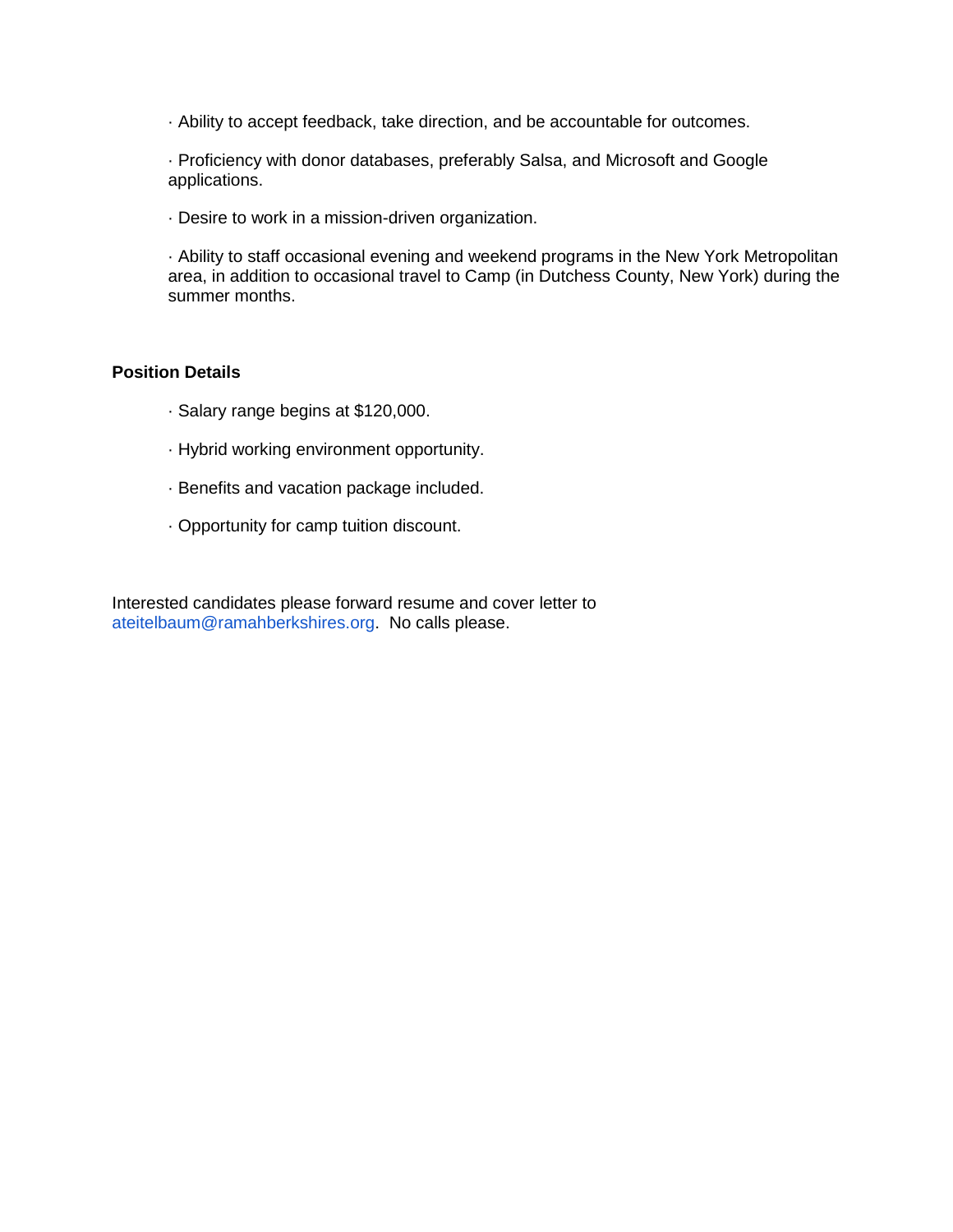- Ability to accept feedback, take direction, and be accountable for outcomes.
- Proficiency with donor databases, preferably Salsa, and Microsoft and Google applications.
- Desire to work in a mission-driven organization.
- Ability to staff occasional evening and weekend programs in the New York Metropolitan area, in addition to occasional travel to Camp (in Dutchess County, New York) during the summer months.

**Position Details**

- Salary range begins at $120,000.
- Hybrid working environment opportunity.
- Benefits and vacation package included.
- Opportunity for camp tuition discount.

Interested candidates please forward resume and cover letter to ateitelbaum@ramahberkshires.org. No calls please.